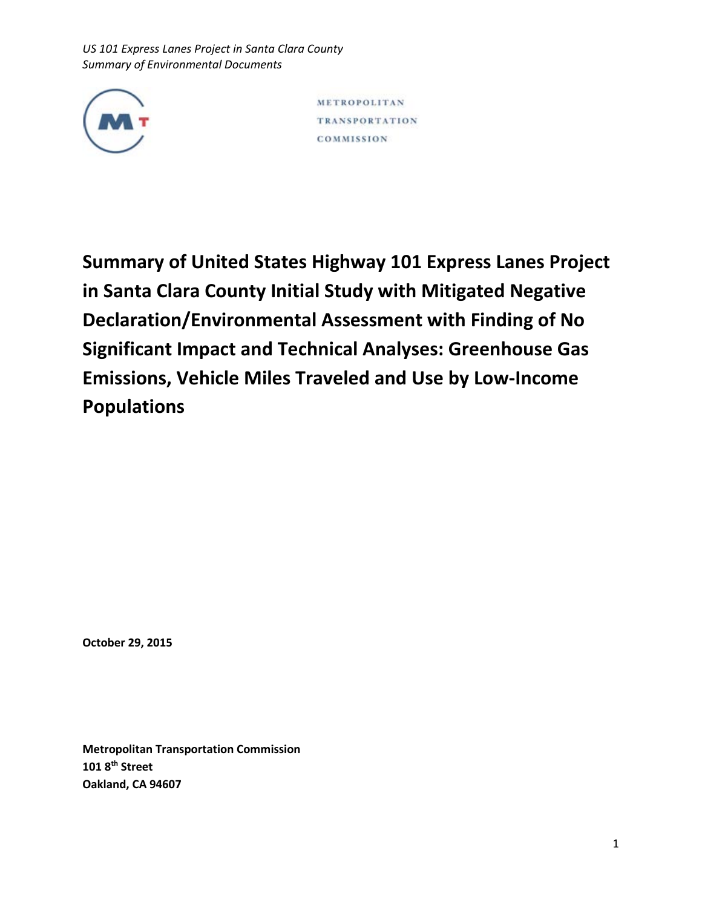METROPOLITAN
TRANSPORTATION
COMMISSION

# Summary of United States Highway 101 Express Lanes Project in Santa Clara County Initial Study with Mitigated Negative Declaration/Environmental Assessment with Finding of No Significant Impact and Technical Analyses: Greenhouse Gas Emissions, Vehicle Miles Traveled and Use by Low-Income Populations

**October 29, 2015**

**Metropolitan Transportation Commission**
**101 8th Street**
**Oakland, CA 94607**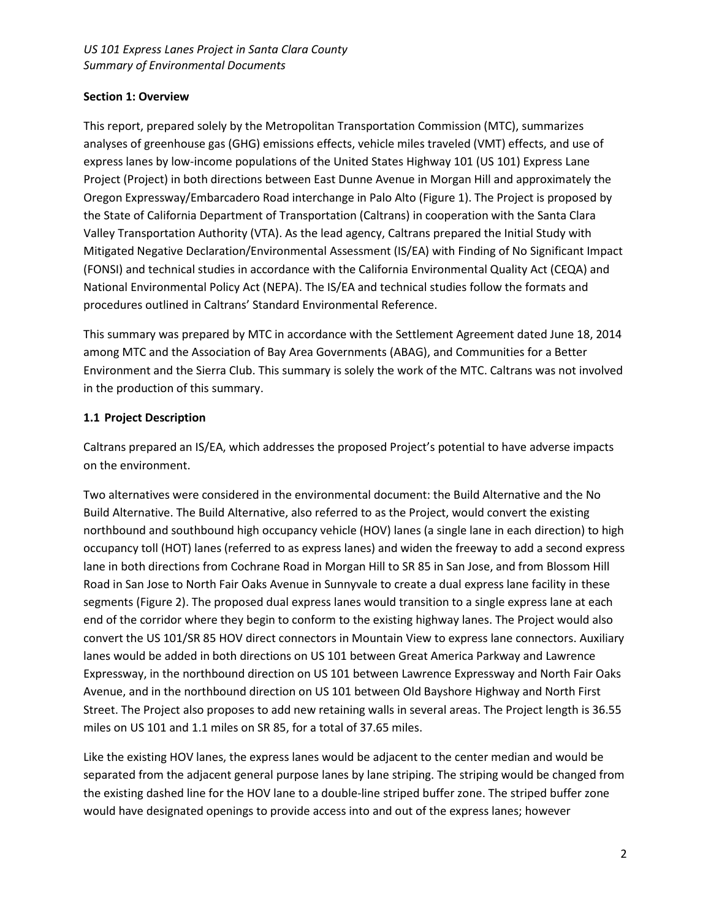## Section 1: Overview

This report, prepared solely by the Metropolitan Transportation Commission (MTC), summarizes analyses of greenhouse gas (GHG) emissions effects, vehicle miles traveled (VMT) effects, and use of express lanes by low-income populations of the United States Highway 101 (US 101) Express Lane Project (Project) in both directions between East Dunne Avenue in Morgan Hill and approximately the Oregon Expressway/Embarcadero Road interchange in Palo Alto (Figure 1). The Project is proposed by the State of California Department of Transportation (Caltrans) in cooperation with the Santa Clara Valley Transportation Authority (VTA). As the lead agency, Caltrans prepared the Initial Study with Mitigated Negative Declaration/Environmental Assessment (IS/EA) with Finding of No Significant Impact (FONSI) and technical studies in accordance with the California Environmental Quality Act (CEQA) and National Environmental Policy Act (NEPA). The IS/EA and technical studies follow the formats and procedures outlined in Caltrans' Standard Environmental Reference.

This summary was prepared by MTC in accordance with the Settlement Agreement dated June 18, 2014 among MTC and the Association of Bay Area Governments (ABAG), and Communities for a Better Environment and the Sierra Club. This summary is solely the work of the MTC. Caltrans was not involved in the production of this summary.

### 1.1 Project Description

Caltrans prepared an IS/EA, which addresses the proposed Project's potential to have adverse impacts on the environment.

Two alternatives were considered in the environmental document: the Build Alternative and the No Build Alternative. The Build Alternative, also referred to as the Project, would convert the existing northbound and southbound high occupancy vehicle (HOV) lanes (a single lane in each direction) to high occupancy toll (HOT) lanes (referred to as express lanes) and widen the freeway to add a second express lane in both directions from Cochrane Road in Morgan Hill to SR 85 in San Jose, and from Blossom Hill Road in San Jose to North Fair Oaks Avenue in Sunnyvale to create a dual express lane facility in these segments (Figure 2). The proposed dual express lanes would transition to a single express lane at each end of the corridor where they begin to conform to the existing highway lanes. The Project would also convert the US 101/SR 85 HOV direct connectors in Mountain View to express lane connectors. Auxiliary lanes would be added in both directions on US 101 between Great America Parkway and Lawrence Expressway, in the northbound direction on US 101 between Lawrence Expressway and North Fair Oaks Avenue, and in the northbound direction on US 101 between Old Bayshore Highway and North First Street. The Project also proposes to add new retaining walls in several areas. The Project length is 36.55 miles on US 101 and 1.1 miles on SR 85, for a total of 37.65 miles.

Like the existing HOV lanes, the express lanes would be adjacent to the center median and would be separated from the adjacent general purpose lanes by lane striping. The striping would be changed from the existing dashed line for the HOV lane to a double-line striped buffer zone. The striped buffer zone would have designated openings to provide access into and out of the express lanes; however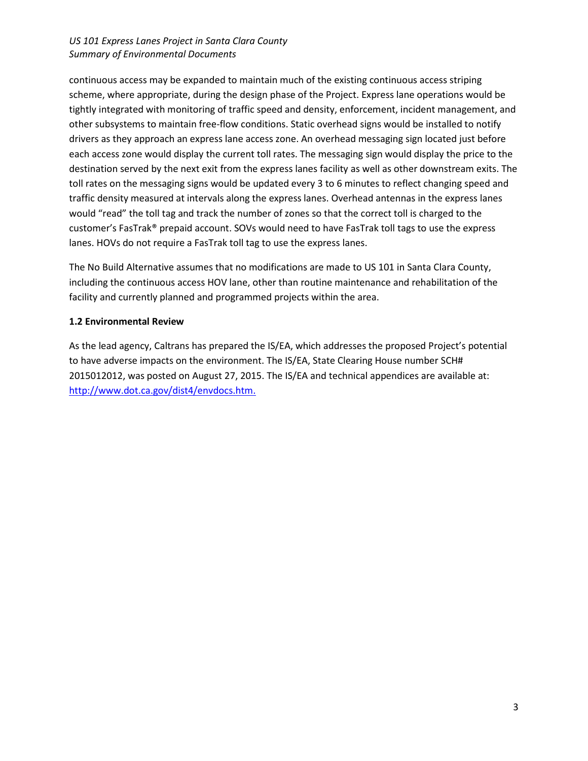continuous access may be expanded to maintain much of the existing continuous access striping scheme, where appropriate, during the design phase of the Project. Express lane operations would be tightly integrated with monitoring of traffic speed and density, enforcement, incident management, and other subsystems to maintain free-flow conditions. Static overhead signs would be installed to notify drivers as they approach an express lane access zone. An overhead messaging sign located just before each access zone would display the current toll rates. The messaging sign would display the price to the destination served by the next exit from the express lanes facility as well as other downstream exits. The toll rates on the messaging signs would be updated every 3 to 6 minutes to reflect changing speed and traffic density measured at intervals along the express lanes. Overhead antennas in the express lanes would "read" the toll tag and track the number of zones so that the correct toll is charged to the customer's FasTrak® prepaid account. SOVs would need to have FasTrak toll tags to use the express lanes. HOVs do not require a FasTrak toll tag to use the express lanes.

The No Build Alternative assumes that no modifications are made to US 101 in Santa Clara County, including the continuous access HOV lane, other than routine maintenance and rehabilitation of the facility and currently planned and programmed projects within the area.

### 1.2 Environmental Review

As the lead agency, Caltrans has prepared the IS/EA, which addresses the proposed Project's potential to have adverse impacts on the environment. The IS/EA, State Clearing House number SCH# 2015012012, was posted on August 27, 2015. The IS/EA and technical appendices are available at: [http://www.dot.ca.gov/dist4/envdocs.htm.](http://www.dot.ca.gov/dist4/envdocs.htm)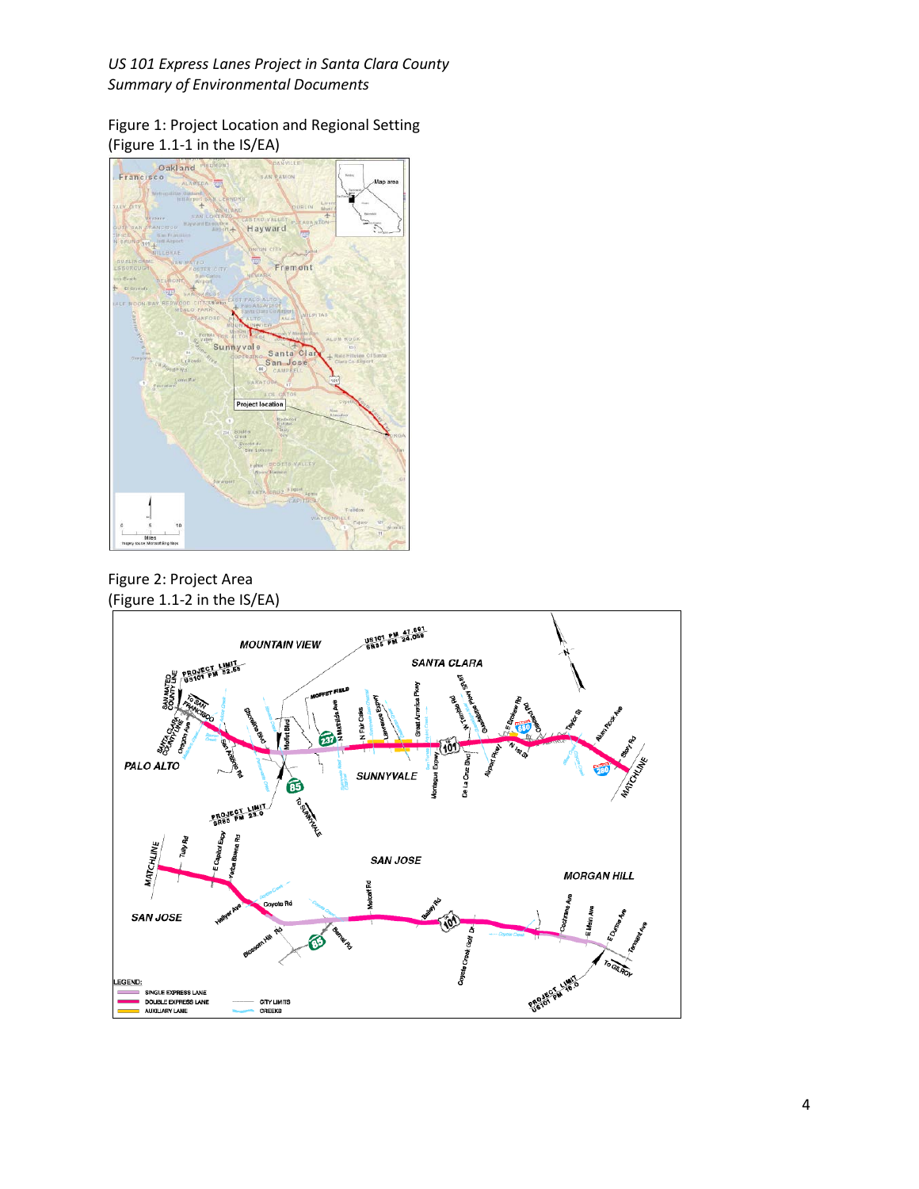Figure 1: Project Location and Regional Setting
(Figure 1.1-1 in the IS/EA)

Figure 2: Project Area
(Figure 1.1-2 in the IS/EA)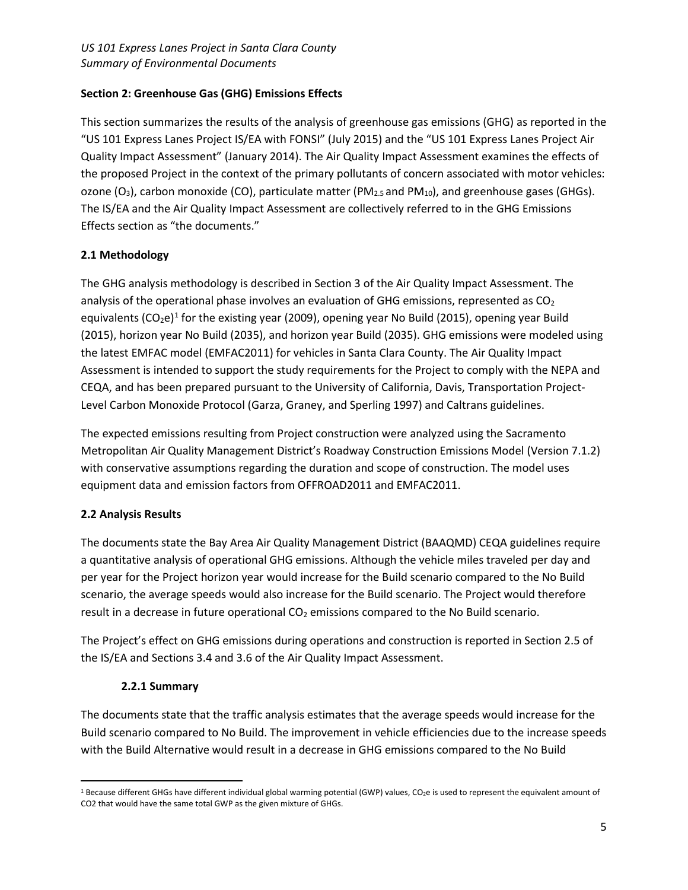## Section 2: Greenhouse Gas (GHG) Emissions Effects

This section summarizes the results of the analysis of greenhouse gas emissions (GHG) as reported in the "US 101 Express Lanes Project IS/EA with FONSI" (July 2015) and the "US 101 Express Lanes Project Air Quality Impact Assessment" (January 2014). The Air Quality Impact Assessment examines the effects of the proposed Project in the context of the primary pollutants of concern associated with motor vehicles: ozone ($O_3$), carbon monoxide (CO), particulate matter ($PM_{2.5}$ and $PM_{10}$), and greenhouse gases (GHGs). The IS/EA and the Air Quality Impact Assessment are collectively referred to in the GHG Emissions Effects section as "the documents."

### 2.1 Methodology

The GHG analysis methodology is described in Section 3 of the Air Quality Impact Assessment. The analysis of the operational phase involves an evaluation of GHG emissions, represented as $CO_2$ equivalents ($CO_2e$)[1] for the existing year (2009), opening year No Build (2015), opening year Build (2015), horizon year No Build (2035), and horizon year Build (2035). GHG emissions were modeled using the latest EMFAC model (EMFAC2011) for vehicles in Santa Clara County. The Air Quality Impact Assessment is intended to support the study requirements for the Project to comply with the NEPA and CEQA, and has been prepared pursuant to the University of California, Davis, Transportation Project-Level Carbon Monoxide Protocol (Garza, Graney, and Sperling 1997) and Caltrans guidelines.

The expected emissions resulting from Project construction were analyzed using the Sacramento Metropolitan Air Quality Management District's Roadway Construction Emissions Model (Version 7.1.2) with conservative assumptions regarding the duration and scope of construction. The model uses equipment data and emission factors from OFFROAD2011 and EMFAC2011.

### 2.2 Analysis Results

The documents state the Bay Area Air Quality Management District (BAAQMD) CEQA guidelines require a quantitative analysis of operational GHG emissions. Although the vehicle miles traveled per day and per year for the Project horizon year would increase for the Build scenario compared to the No Build scenario, the average speeds would also increase for the Build scenario. The Project would therefore result in a decrease in future operational $CO_2$ emissions compared to the No Build scenario.

The Project's effect on GHG emissions during operations and construction is reported in Section 2.5 of the IS/EA and Sections 3.4 and 3.6 of the Air Quality Impact Assessment.

#### 2.2.1 Summary

The documents state that the traffic analysis estimates that the average speeds would increase for the Build scenario compared to No Build. The improvement in vehicle efficiencies due to the increase speeds with the Build Alternative would result in a decrease in GHG emissions compared to the No Build

[1] Because different GHGs have different individual global warming potential (GWP) values, $CO_2e$ is used to represent the equivalent amount of CO2 that would have the same total GWP as the given mixture of GHGs.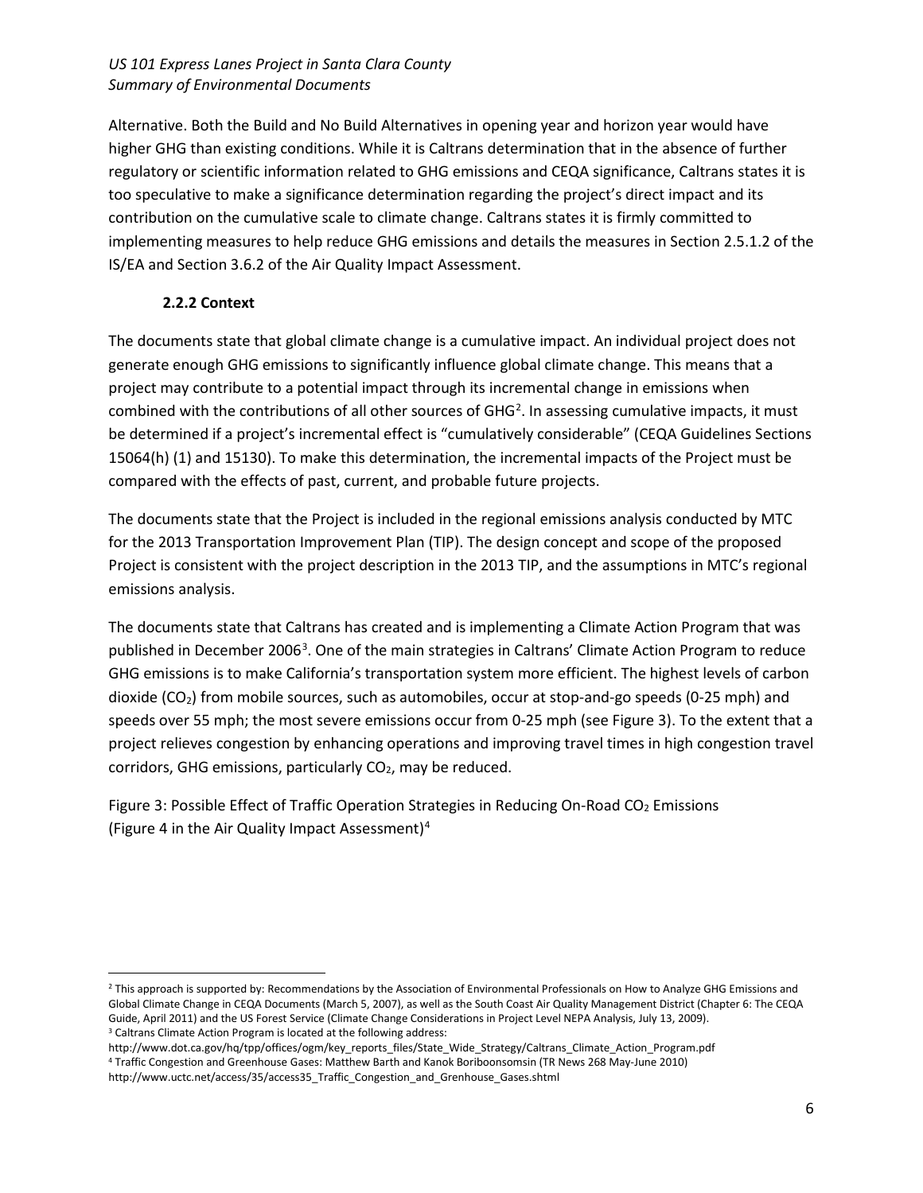Alternative. Both the Build and No Build Alternatives in opening year and horizon year would have higher GHG than existing conditions. While it is Caltrans determination that in the absence of further regulatory or scientific information related to GHG emissions and CEQA significance, Caltrans states it is too speculative to make a significance determination regarding the project's direct impact and its contribution on the cumulative scale to climate change. Caltrans states it is firmly committed to implementing measures to help reduce GHG emissions and details the measures in Section 2.5.1.2 of the IS/EA and Section 3.6.2 of the Air Quality Impact Assessment.

### 2.2.2 Context

The documents state that global climate change is a cumulative impact. An individual project does not generate enough GHG emissions to significantly influence global climate change. This means that a project may contribute to a potential impact through its incremental change in emissions when combined with the contributions of all other sources of GHG[2]. In assessing cumulative impacts, it must be determined if a project's incremental effect is "cumulatively considerable" (CEQA Guidelines Sections 15064(h) (1) and 15130). To make this determination, the incremental impacts of the Project must be compared with the effects of past, current, and probable future projects.

The documents state that the Project is included in the regional emissions analysis conducted by MTC for the 2013 Transportation Improvement Plan (TIP). The design concept and scope of the proposed Project is consistent with the project description in the 2013 TIP, and the assumptions in MTC's regional emissions analysis.

The documents state that Caltrans has created and is implementing a Climate Action Program that was published in December 2006[3]. One of the main strategies in Caltrans' Climate Action Program to reduce GHG emissions is to make California's transportation system more efficient. The highest levels of carbon dioxide ($CO_2$) from mobile sources, such as automobiles, occur at stop-and-go speeds (0-25 mph) and speeds over 55 mph; the most severe emissions occur from 0-25 mph (see Figure 3). To the extent that a project relieves congestion by enhancing operations and improving travel times in high congestion travel corridors, GHG emissions, particularly $CO_2$, may be reduced.

Figure 3: Possible Effect of Traffic Operation Strategies in Reducing On-Road $CO_2$ Emissions (Figure 4 in the Air Quality Impact Assessment)[4]

---

[2] This approach is supported by: Recommendations by the Association of Environmental Professionals on How to Analyze GHG Emissions and Global Climate Change in CEQA Documents (March 5, 2007), as well as the South Coast Air Quality Management District (Chapter 6: The CEQA Guide, April 2011) and the US Forest Service (Climate Change Considerations in Project Level NEPA Analysis, July 13, 2009).

[3] Caltrans Climate Action Program is located at the following address:
http://www.dot.ca.gov/hq/tpp/offices/ogm/key_reports_files/State_Wide_Strategy/Caltrans_Climate_Action_Program.pdf

[4] Traffic Congestion and Greenhouse Gases: Matthew Barth and Kanok Boriboonsomsin (TR News 268 May-June 2010)
http://www.uctc.net/access/35/access35_Traffic_Congestion_and_Grenhouse_Gases.shtml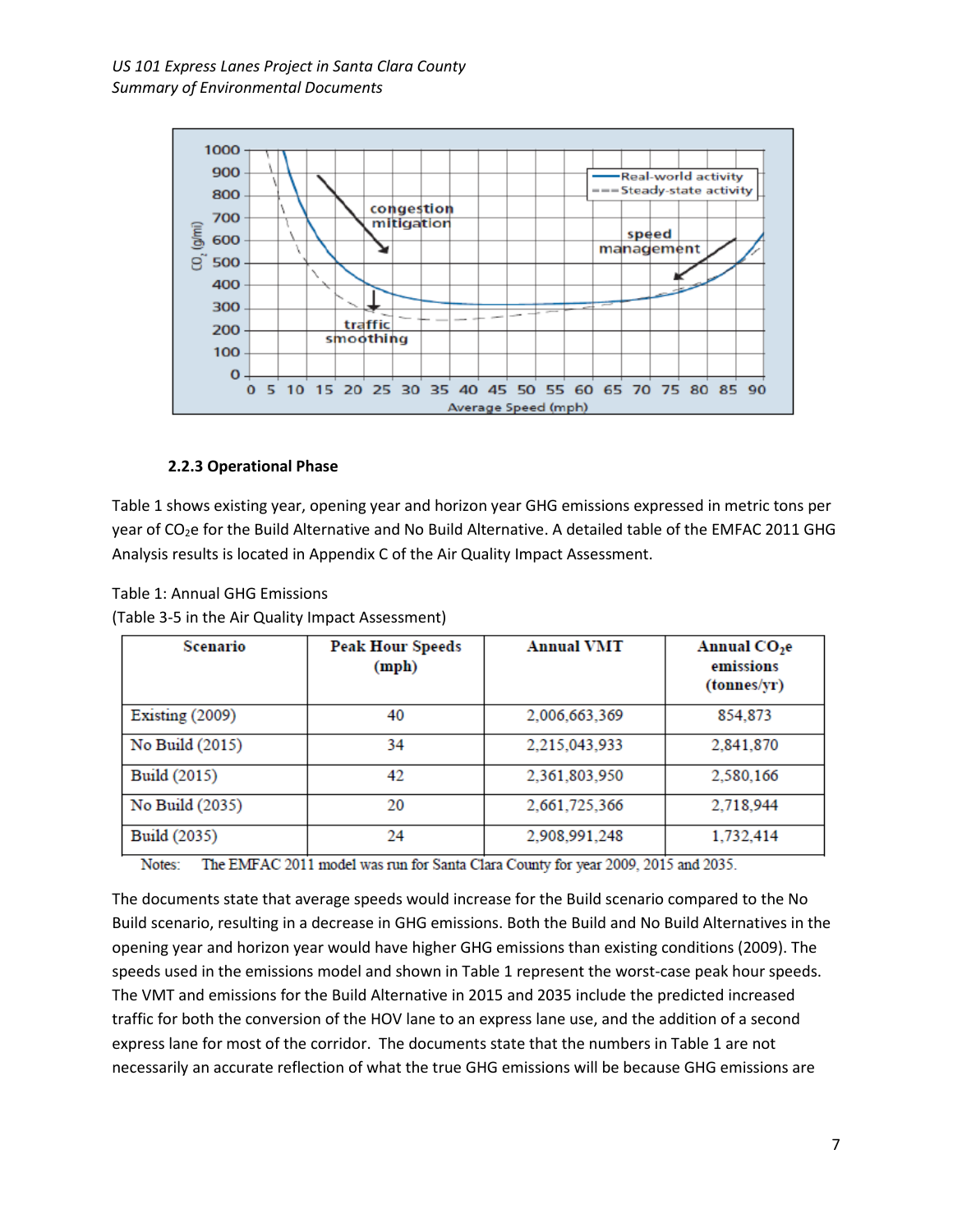### 2.2.3 Operational Phase

Table 1 shows existing year, opening year and horizon year GHG emissions expressed in metric tons per year of $CO_2e$ for the Build Alternative and No Build Alternative. A detailed table of the EMFAC 2011 GHG Analysis results is located in Appendix C of the Air Quality Impact Assessment.

Table 1: Annual GHG Emissions
(Table 3-5 in the Air Quality Impact Assessment)

| Scenario | Peak Hour Speeds (mph) | Annual VMT | Annual $CO_2e$ emissions (tonnes/yr) |
|---|---|---|---|
| Existing (2009) | 40 | 2,006,663,369 | 854,873 |
| No Build (2015) | 34 | 2,215,043,933 | 2,841,870 |
| Build (2015) | 42 | 2,361,803,950 | 2,580,166 |
| No Build (2035) | 20 | 2,661,725,366 | 2,718,944 |
| Build (2035) | 24 | 2,908,991,248 | 1,732,414 |

Notes: The EMFAC 2011 model was run for Santa Clara County for year 2009, 2015 and 2035.

The documents state that average speeds would increase for the Build scenario compared to the No Build scenario, resulting in a decrease in GHG emissions. Both the Build and No Build Alternatives in the opening year and horizon year would have higher GHG emissions than existing conditions (2009). The speeds used in the emissions model and shown in Table 1 represent the worst-case peak hour speeds. The VMT and emissions for the Build Alternative in 2015 and 2035 include the predicted increased traffic for both the conversion of the HOV lane to an express lane use, and the addition of a second express lane for most of the corridor. The documents state that the numbers in Table 1 are not necessarily an accurate reflection of what the true GHG emissions will be because GHG emissions are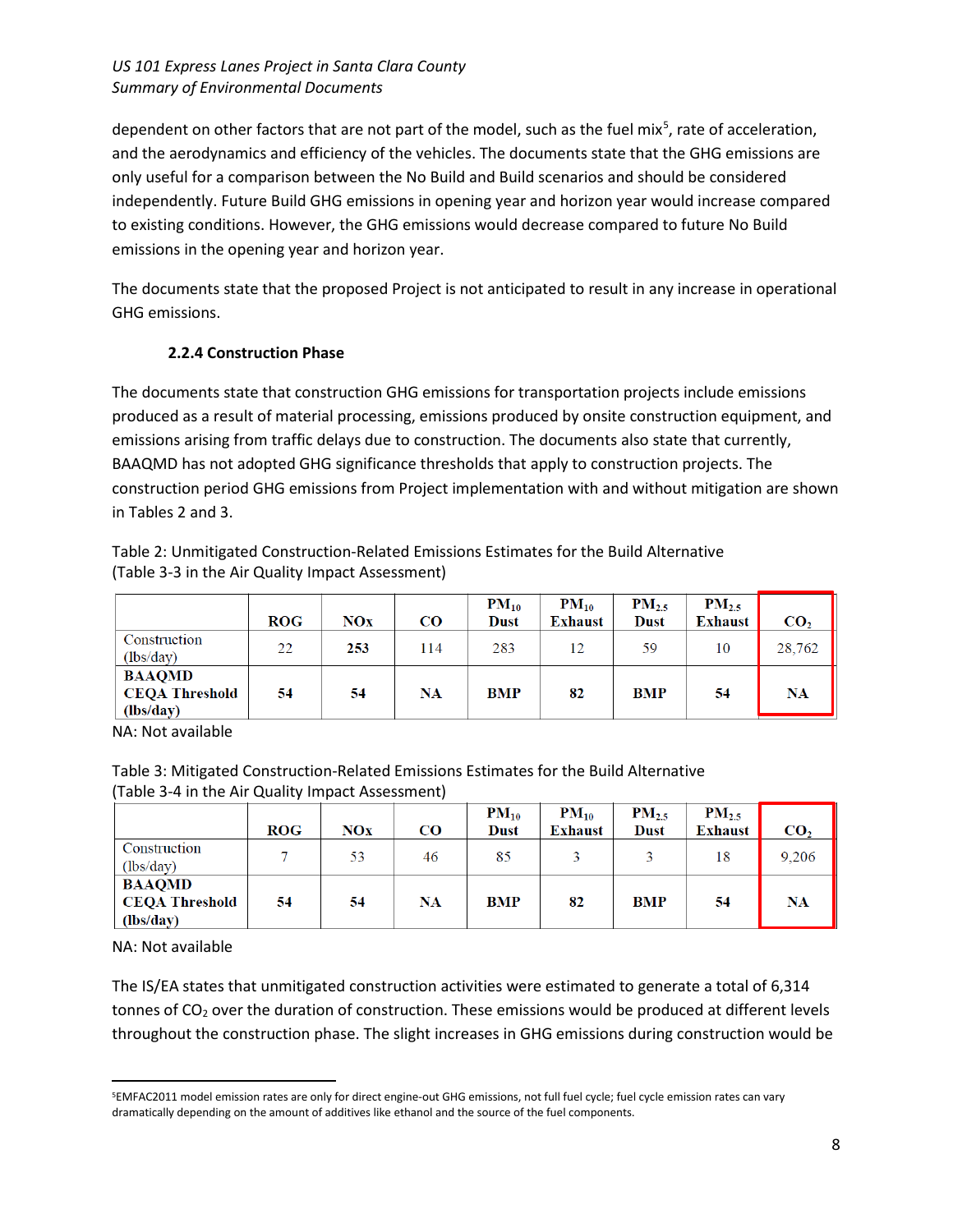dependent on other factors that are not part of the model, such as the fuel mix[5], rate of acceleration, and the aerodynamics and efficiency of the vehicles. The documents state that the GHG emissions are only useful for a comparison between the No Build and Build scenarios and should be considered independently. Future Build GHG emissions in opening year and horizon year would increase compared to existing conditions. However, the GHG emissions would decrease compared to future No Build emissions in the opening year and horizon year.

The documents state that the proposed Project is not anticipated to result in any increase in operational GHG emissions.

### 2.2.4 Construction Phase

The documents state that construction GHG emissions for transportation projects include emissions produced as a result of material processing, emissions produced by onsite construction equipment, and emissions arising from traffic delays due to construction. The documents also state that currently, BAAQMD has not adopted GHG significance thresholds that apply to construction projects. The construction period GHG emissions from Project implementation with and without mitigation are shown in Tables 2 and 3.

Table 2: Unmitigated Construction-Related Emissions Estimates for the Build Alternative (Table 3-3 in the Air Quality Impact Assessment)

| | ROG | NOx | CO | $PM_{10}$ Dust | $PM_{10}$ Exhaust | $PM_{2.5}$ Dust | $PM_{2.5}$ Exhaust | $CO_2$ |
|---|---|---|---|---|---|---|---|---|
| Construction (lbs/day) | 22 | **253** | 114 | 283 | 12 | 59 | 10 | 28,762 |
| **BAAQMD CEQA Threshold (lbs/day)** | **54** | **54** | **NA** | **BMP** | **82** | **BMP** | **54** | **NA** |

NA: Not available

Table 3: Mitigated Construction-Related Emissions Estimates for the Build Alternative (Table 3-4 in the Air Quality Impact Assessment)

| | ROG | NOx | CO | $PM_{10}$ Dust | $PM_{10}$ Exhaust | $PM_{2.5}$ Dust | $PM_{2.5}$ Exhaust | $CO_2$ |
|---|---|---|---|---|---|---|---|---|
| Construction (lbs/day) | 7 | 53 | 46 | 85 | 3 | 3 | 18 | 9,206 |
| **BAAQMD CEQA Threshold (lbs/day)** | **54** | **54** | **NA** | **BMP** | **82** | **BMP** | **54** | **NA** |

NA: Not available

The IS/EA states that unmitigated construction activities were estimated to generate a total of 6,314 tonnes of $CO_2$ over the duration of construction. These emissions would be produced at different levels throughout the construction phase. The slight increases in GHG emissions during construction would be

[5]EMFAC2011 model emission rates are only for direct engine-out GHG emissions, not full fuel cycle; fuel cycle emission rates can vary dramatically depending on the amount of additives like ethanol and the source of the fuel components.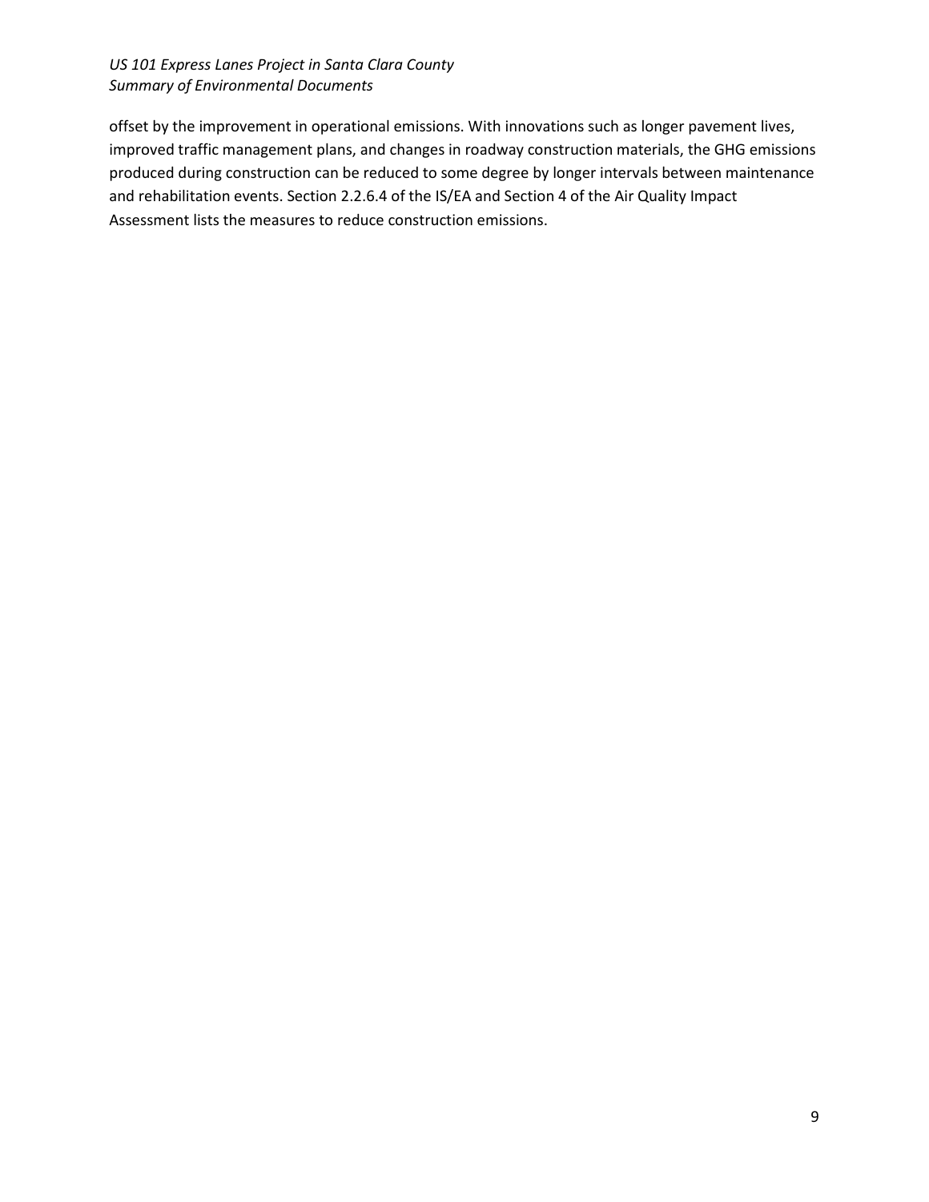offset by the improvement in operational emissions. With innovations such as longer pavement lives, improved traffic management plans, and changes in roadway construction materials, the GHG emissions produced during construction can be reduced to some degree by longer intervals between maintenance and rehabilitation events. Section 2.2.6.4 of the IS/EA and Section 4 of the Air Quality Impact Assessment lists the measures to reduce construction emissions.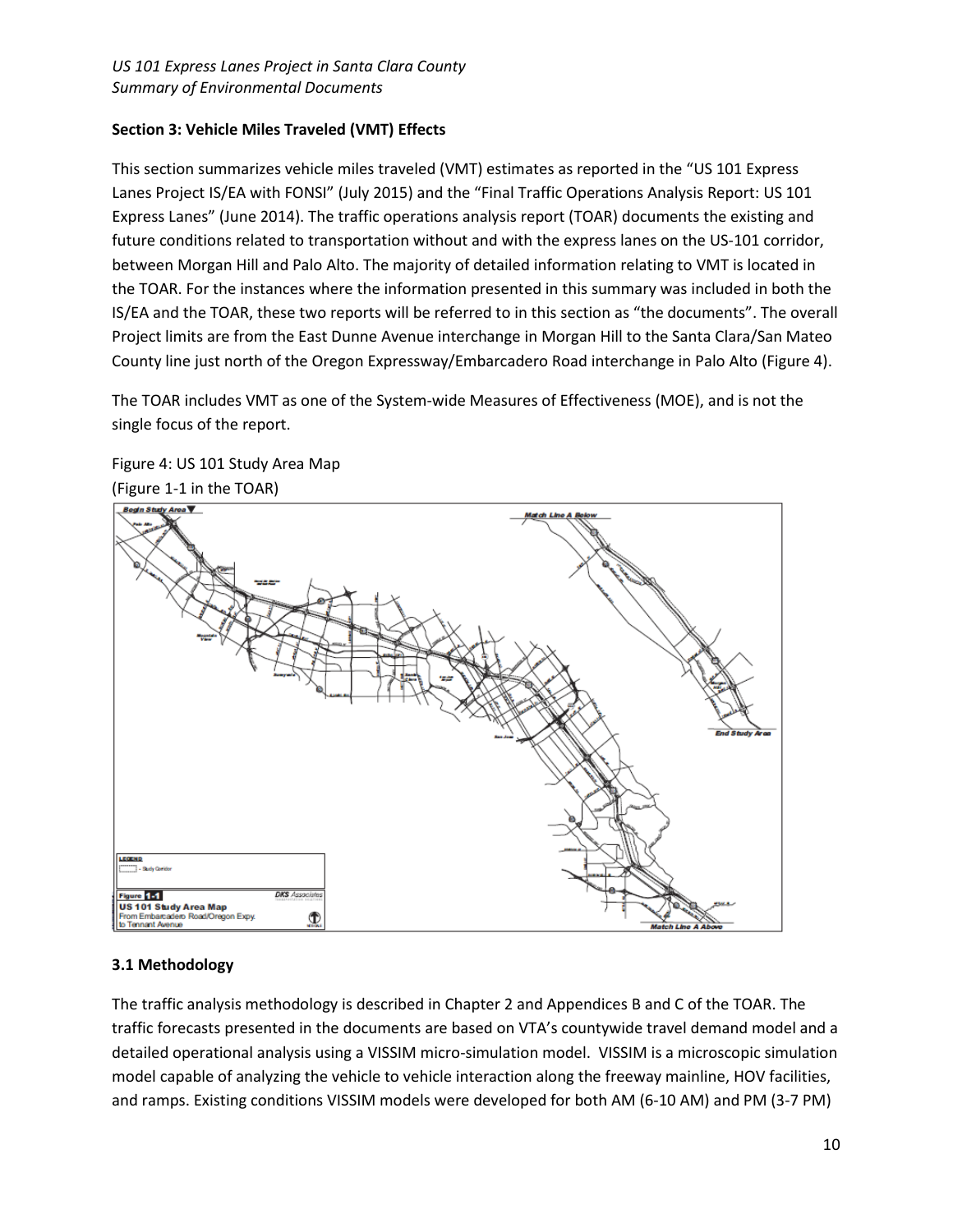### Section 3: Vehicle Miles Traveled (VMT) Effects

This section summarizes vehicle miles traveled (VMT) estimates as reported in the "US 101 Express Lanes Project IS/EA with FONSI" (July 2015) and the "Final Traffic Operations Analysis Report: US 101 Express Lanes" (June 2014). The traffic operations analysis report (TOAR) documents the existing and future conditions related to transportation without and with the express lanes on the US-101 corridor, between Morgan Hill and Palo Alto. The majority of detailed information relating to VMT is located in the TOAR. For the instances where the information presented in this summary was included in both the IS/EA and the TOAR, these two reports will be referred to in this section as "the documents". The overall Project limits are from the East Dunne Avenue interchange in Morgan Hill to the Santa Clara/San Mateo County line just north of the Oregon Expressway/Embarcadero Road interchange in Palo Alto (Figure 4).

The TOAR includes VMT as one of the System-wide Measures of Effectiveness (MOE), and is not the single focus of the report.

Figure 4: US 101 Study Area Map
(Figure 1-1 in the TOAR)

### 3.1 Methodology

The traffic analysis methodology is described in Chapter 2 and Appendices B and C of the TOAR. The traffic forecasts presented in the documents are based on VTA's countywide travel demand model and a detailed operational analysis using a VISSIM micro-simulation model. VISSIM is a microscopic simulation model capable of analyzing the vehicle to vehicle interaction along the freeway mainline, HOV facilities, and ramps. Existing conditions VISSIM models were developed for both AM (6-10 AM) and PM (3-7 PM)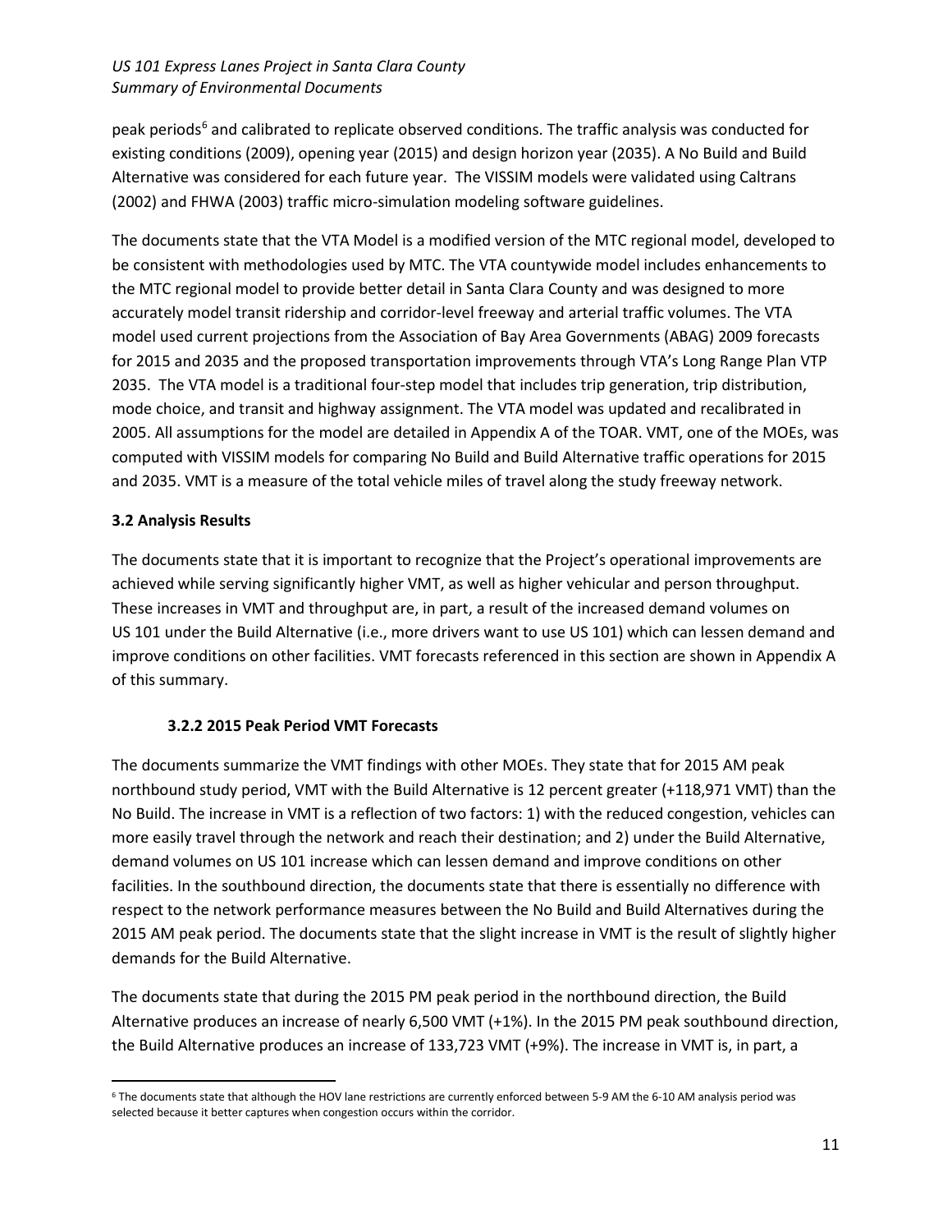peak periods[6] and calibrated to replicate observed conditions. The traffic analysis was conducted for existing conditions (2009), opening year (2015) and design horizon year (2035). A No Build and Build Alternative was considered for each future year. The VISSIM models were validated using Caltrans (2002) and FHWA (2003) traffic micro-simulation modeling software guidelines.

The documents state that the VTA Model is a modified version of the MTC regional model, developed to be consistent with methodologies used by MTC. The VTA countywide model includes enhancements to the MTC regional model to provide better detail in Santa Clara County and was designed to more accurately model transit ridership and corridor-level freeway and arterial traffic volumes. The VTA model used current projections from the Association of Bay Area Governments (ABAG) 2009 forecasts for 2015 and 2035 and the proposed transportation improvements through VTA's Long Range Plan VTP 2035. The VTA model is a traditional four-step model that includes trip generation, trip distribution, mode choice, and transit and highway assignment. The VTA model was updated and recalibrated in 2005. All assumptions for the model are detailed in Appendix A of the TOAR. VMT, one of the MOEs, was computed with VISSIM models for comparing No Build and Build Alternative traffic operations for 2015 and 2035. VMT is a measure of the total vehicle miles of travel along the study freeway network.

### 3.2 Analysis Results

The documents state that it is important to recognize that the Project's operational improvements are achieved while serving significantly higher VMT, as well as higher vehicular and person throughput. These increases in VMT and throughput are, in part, a result of the increased demand volumes on US 101 under the Build Alternative (i.e., more drivers want to use US 101) which can lessen demand and improve conditions on other facilities. VMT forecasts referenced in this section are shown in Appendix A of this summary.

#### 3.2.2 2015 Peak Period VMT Forecasts

The documents summarize the VMT findings with other MOEs. They state that for 2015 AM peak northbound study period, VMT with the Build Alternative is 12 percent greater (+118,971 VMT) than the No Build. The increase in VMT is a reflection of two factors: 1) with the reduced congestion, vehicles can more easily travel through the network and reach their destination; and 2) under the Build Alternative, demand volumes on US 101 increase which can lessen demand and improve conditions on other facilities. In the southbound direction, the documents state that there is essentially no difference with respect to the network performance measures between the No Build and Build Alternatives during the 2015 AM peak period. The documents state that the slight increase in VMT is the result of slightly higher demands for the Build Alternative.

The documents state that during the 2015 PM peak period in the northbound direction, the Build Alternative produces an increase of nearly 6,500 VMT (+1%). In the 2015 PM peak southbound direction, the Build Alternative produces an increase of 133,723 VMT (+9%). The increase in VMT is, in part, a

[6] The documents state that although the HOV lane restrictions are currently enforced between 5-9 AM the 6-10 AM analysis period was selected because it better captures when congestion occurs within the corridor.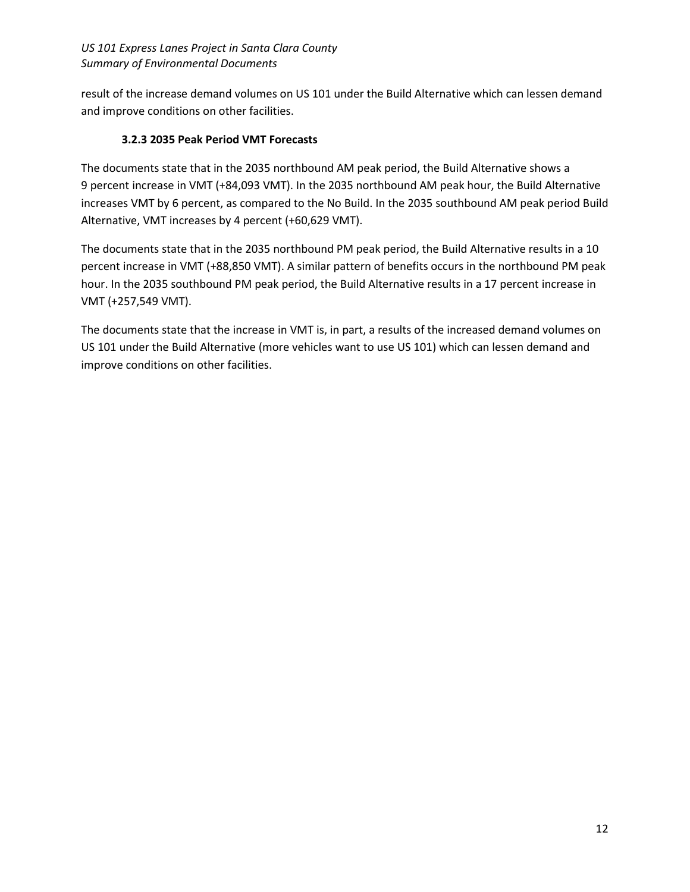result of the increase demand volumes on US 101 under the Build Alternative which can lessen demand and improve conditions on other facilities.

### 3.2.3 2035 Peak Period VMT Forecasts

The documents state that in the 2035 northbound AM peak period, the Build Alternative shows a 9 percent increase in VMT (+84,093 VMT). In the 2035 northbound AM peak hour, the Build Alternative increases VMT by 6 percent, as compared to the No Build. In the 2035 southbound AM peak period Build Alternative, VMT increases by 4 percent (+60,629 VMT).

The documents state that in the 2035 northbound PM peak period, the Build Alternative results in a 10 percent increase in VMT (+88,850 VMT). A similar pattern of benefits occurs in the northbound PM peak hour. In the 2035 southbound PM peak period, the Build Alternative results in a 17 percent increase in VMT (+257,549 VMT).

The documents state that the increase in VMT is, in part, a results of the increased demand volumes on US 101 under the Build Alternative (more vehicles want to use US 101) which can lessen demand and improve conditions on other facilities.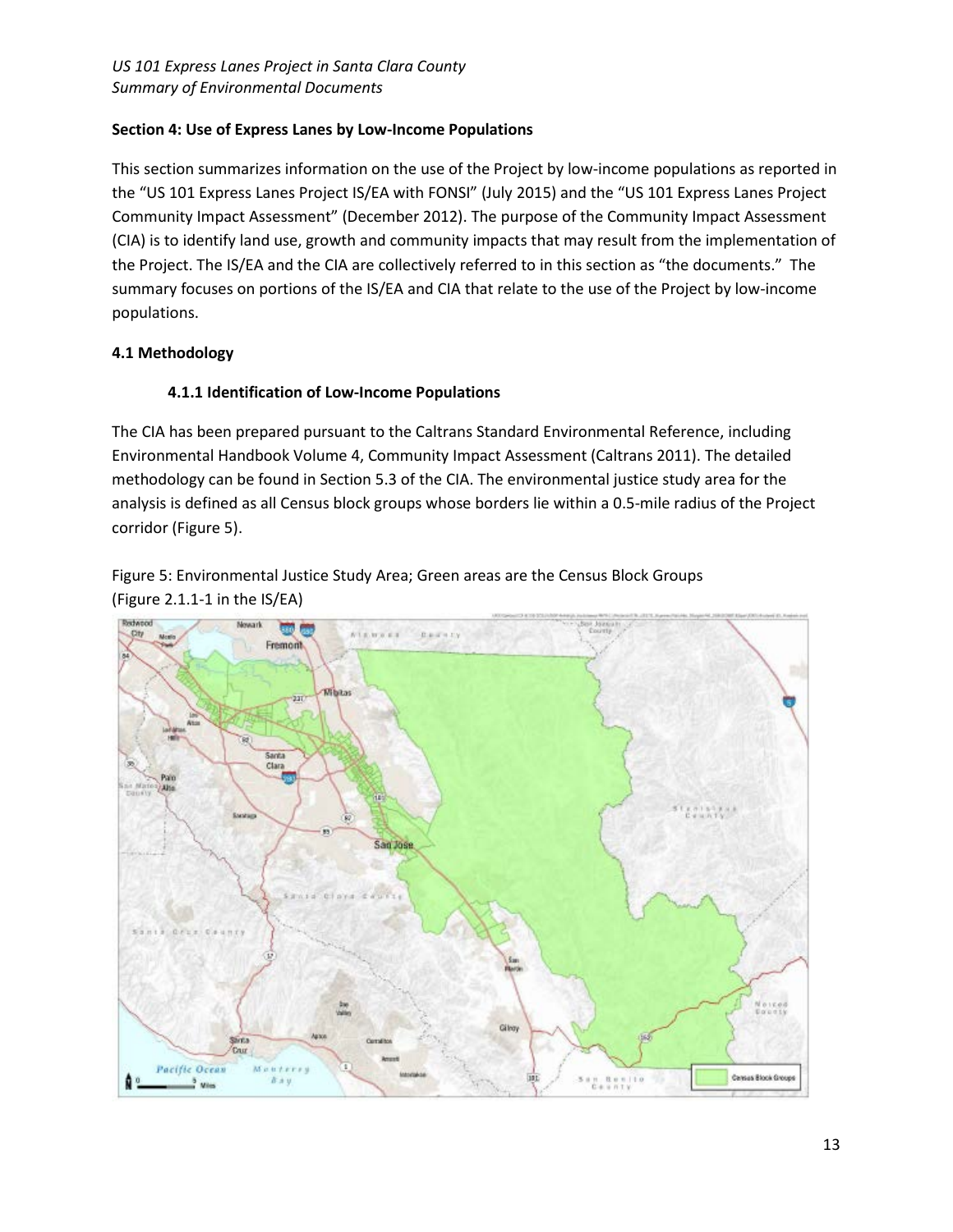## Section 4: Use of Express Lanes by Low-Income Populations

This section summarizes information on the use of the Project by low-income populations as reported in the "US 101 Express Lanes Project IS/EA with FONSI" (July 2015) and the "US 101 Express Lanes Project Community Impact Assessment" (December 2012). The purpose of the Community Impact Assessment (CIA) is to identify land use, growth and community impacts that may result from the implementation of the Project. The IS/EA and the CIA are collectively referred to in this section as "the documents." The summary focuses on portions of the IS/EA and CIA that relate to the use of the Project by low-income populations.

### 4.1 Methodology

#### 4.1.1 Identification of Low-Income Populations

The CIA has been prepared pursuant to the Caltrans Standard Environmental Reference, including Environmental Handbook Volume 4, Community Impact Assessment (Caltrans 2011). The detailed methodology can be found in Section 5.3 of the CIA. The environmental justice study area for the analysis is defined as all Census block groups whose borders lie within a 0.5-mile radius of the Project corridor (Figure 5).

Figure 5: Environmental Justice Study Area; Green areas are the Census Block Groups (Figure 2.1.1-1 in the IS/EA)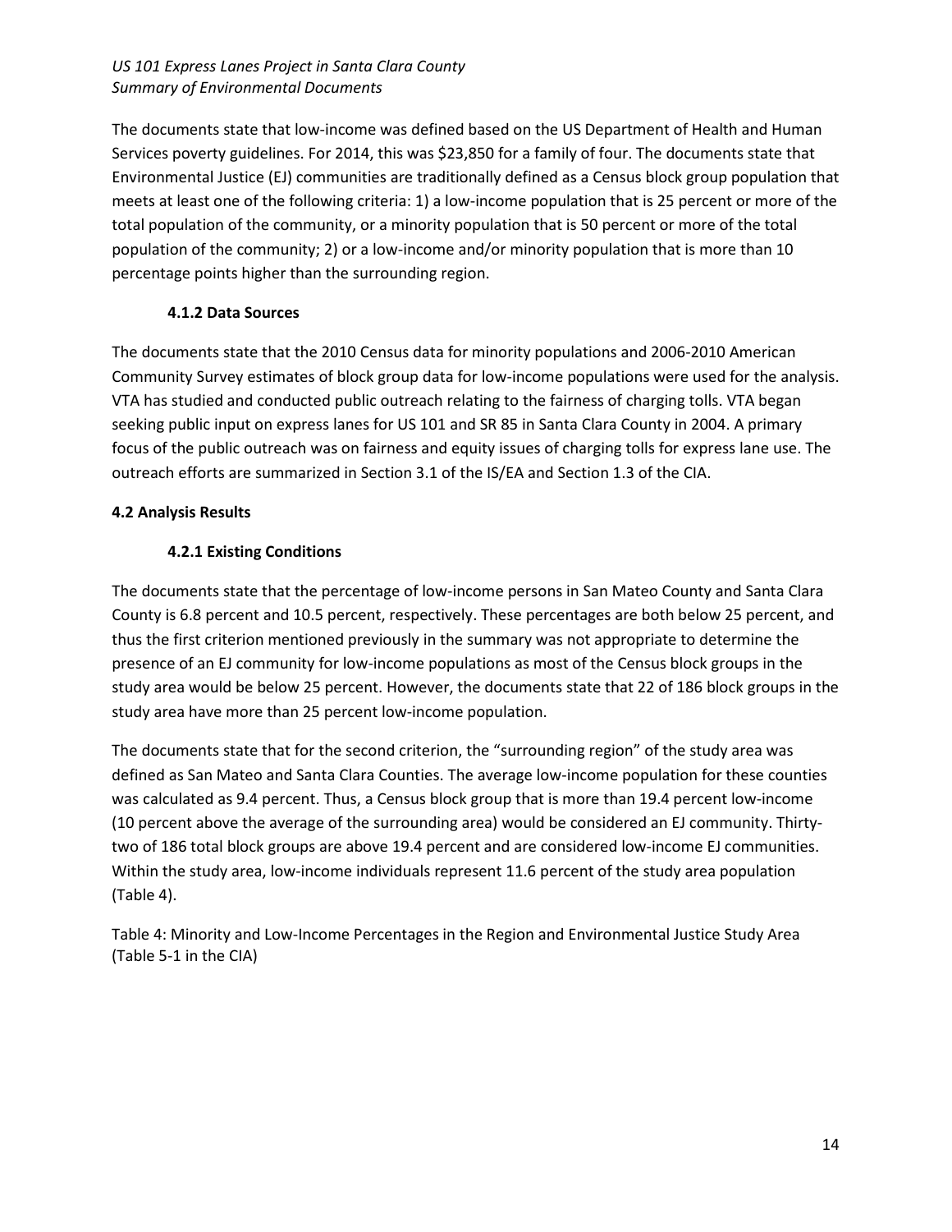The documents state that low-income was defined based on the US Department of Health and Human Services poverty guidelines. For 2014, this was $23,850 for a family of four. The documents state that Environmental Justice (EJ) communities are traditionally defined as a Census block group population that meets at least one of the following criteria: 1) a low-income population that is 25 percent or more of the total population of the community, or a minority population that is 50 percent or more of the total population of the community; 2) or a low-income and/or minority population that is more than 10 percentage points higher than the surrounding region.

### 4.1.2 Data Sources

The documents state that the 2010 Census data for minority populations and 2006-2010 American Community Survey estimates of block group data for low-income populations were used for the analysis. VTA has studied and conducted public outreach relating to the fairness of charging tolls. VTA began seeking public input on express lanes for US 101 and SR 85 in Santa Clara County in 2004. A primary focus of the public outreach was on fairness and equity issues of charging tolls for express lane use. The outreach efforts are summarized in Section 3.1 of the IS/EA and Section 1.3 of the CIA.

## 4.2 Analysis Results

### 4.2.1 Existing Conditions

The documents state that the percentage of low-income persons in San Mateo County and Santa Clara County is 6.8 percent and 10.5 percent, respectively. These percentages are both below 25 percent, and thus the first criterion mentioned previously in the summary was not appropriate to determine the presence of an EJ community for low-income populations as most of the Census block groups in the study area would be below 25 percent. However, the documents state that 22 of 186 block groups in the study area have more than 25 percent low-income population.

The documents state that for the second criterion, the "surrounding region" of the study area was defined as San Mateo and Santa Clara Counties. The average low-income population for these counties was calculated as 9.4 percent. Thus, a Census block group that is more than 19.4 percent low-income (10 percent above the average of the surrounding area) would be considered an EJ community. Thirty-two of 186 total block groups are above 19.4 percent and are considered low-income EJ communities. Within the study area, low-income individuals represent 11.6 percent of the study area population (Table 4).

Table 4: Minority and Low-Income Percentages in the Region and Environmental Justice Study Area (Table 5-1 in the CIA)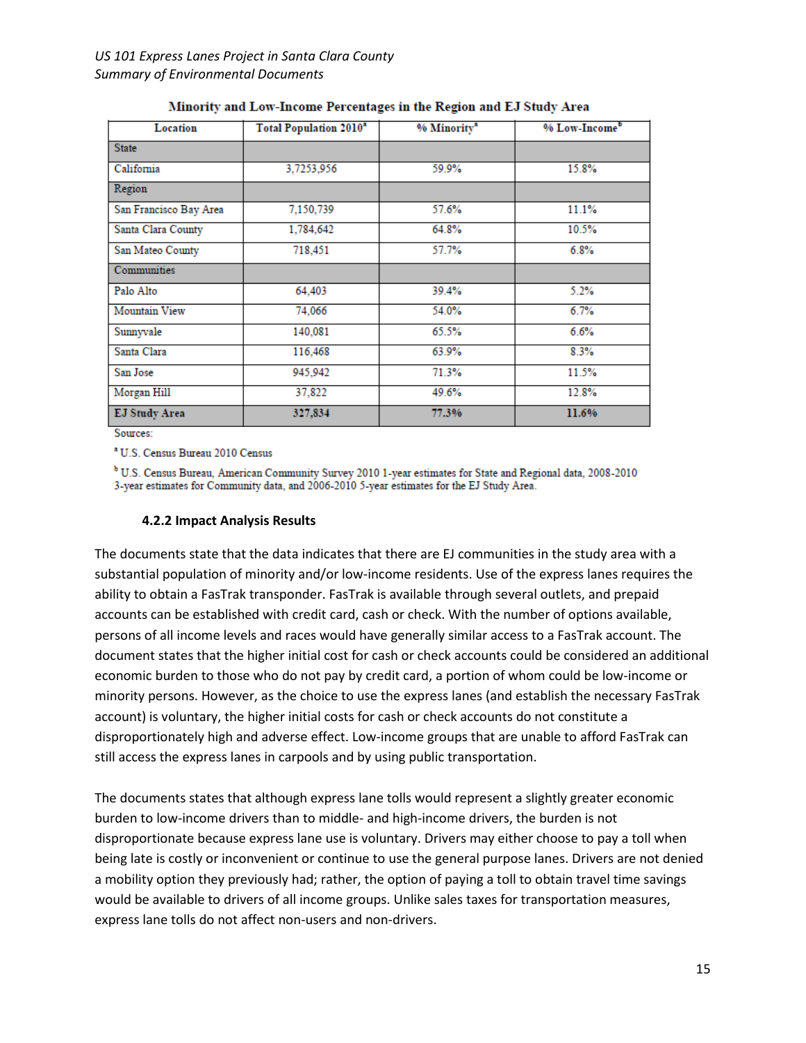**Minority and Low-Income Percentages in the Region and EJ Study Area**

| Location | Total Population 2010[a] | % Minority[a] | % Low-Income[b] |
|---|---|---|---|
| State | | | |
| California | 3,7253,956 | 59.9% | 15.8% |
| Region | | | |
| San Francisco Bay Area | 7,150,739 | 57.6% | 11.1% |
| Santa Clara County | 1,784,642 | 64.8% | 10.5% |
| San Mateo County | 718,451 | 57.7% | 6.8% |
| Communities | | | |
| Palo Alto | 64,403 | 39.4% | 5.2% |
| Mountain View | 74,066 | 54.0% | 6.7% |
| Sunnyvale | 140,081 | 65.5% | 6.6% |
| Santa Clara | 116,468 | 63.9% | 8.3% |
| San Jose | 945,942 | 71.3% | 11.5% |
| Morgan Hill | 37,822 | 49.6% | 12.8% |
| **EJ Study Area** | **327,834** | **77.3%** | **11.6%** |

Sources:

[a] U.S. Census Bureau 2010 Census

[b] U.S. Census Bureau, American Community Survey 2010 1-year estimates for State and Regional data, 2008-2010 3-year estimates for Community data, and 2006-2010 5-year estimates for the EJ Study Area.

#### 4.2.2 Impact Analysis Results

The documents state that the data indicates that there are EJ communities in the study area with a substantial population of minority and/or low-income residents. Use of the express lanes requires the ability to obtain a FasTrak transponder. FasTrak is available through several outlets, and prepaid accounts can be established with credit card, cash or check. With the number of options available, persons of all income levels and races would have generally similar access to a FasTrak account. The document states that the higher initial cost for cash or check accounts could be considered an additional economic burden to those who do not pay by credit card, a portion of whom could be low-income or minority persons. However, as the choice to use the express lanes (and establish the necessary FasTrak account) is voluntary, the higher initial costs for cash or check accounts do not constitute a disproportionately high and adverse effect. Low-income groups that are unable to afford FasTrak can still access the express lanes in carpools and by using public transportation.

The documents states that although express lane tolls would represent a slightly greater economic burden to low-income drivers than to middle- and high-income drivers, the burden is not disproportionate because express lane use is voluntary. Drivers may either choose to pay a toll when being late is costly or inconvenient or continue to use the general purpose lanes. Drivers are not denied a mobility option they previously had; rather, the option of paying a toll to obtain travel time savings would be available to drivers of all income groups. Unlike sales taxes for transportation measures, express lane tolls do not affect non-users and non-drivers.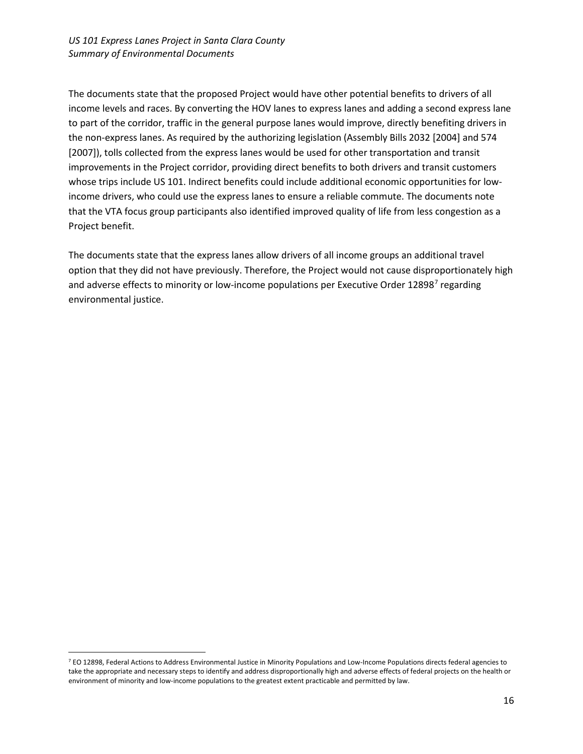The documents state that the proposed Project would have other potential benefits to drivers of all income levels and races. By converting the HOV lanes to express lanes and adding a second express lane to part of the corridor, traffic in the general purpose lanes would improve, directly benefiting drivers in the non-express lanes. As required by the authorizing legislation (Assembly Bills 2032 [2004] and 574 [2007]), tolls collected from the express lanes would be used for other transportation and transit improvements in the Project corridor, providing direct benefits to both drivers and transit customers whose trips include US 101. Indirect benefits could include additional economic opportunities for low-income drivers, who could use the express lanes to ensure a reliable commute. The documents note that the VTA focus group participants also identified improved quality of life from less congestion as a Project benefit.

The documents state that the express lanes allow drivers of all income groups an additional travel option that they did not have previously. Therefore, the Project would not cause disproportionately high and adverse effects to minority or low-income populations per Executive Order 12898[7] regarding environmental justice.

---

[7] EO 12898, Federal Actions to Address Environmental Justice in Minority Populations and Low-Income Populations directs federal agencies to take the appropriate and necessary steps to identify and address disproportionally high and adverse effects of federal projects on the health or environment of minority and low-income populations to the greatest extent practicable and permitted by law.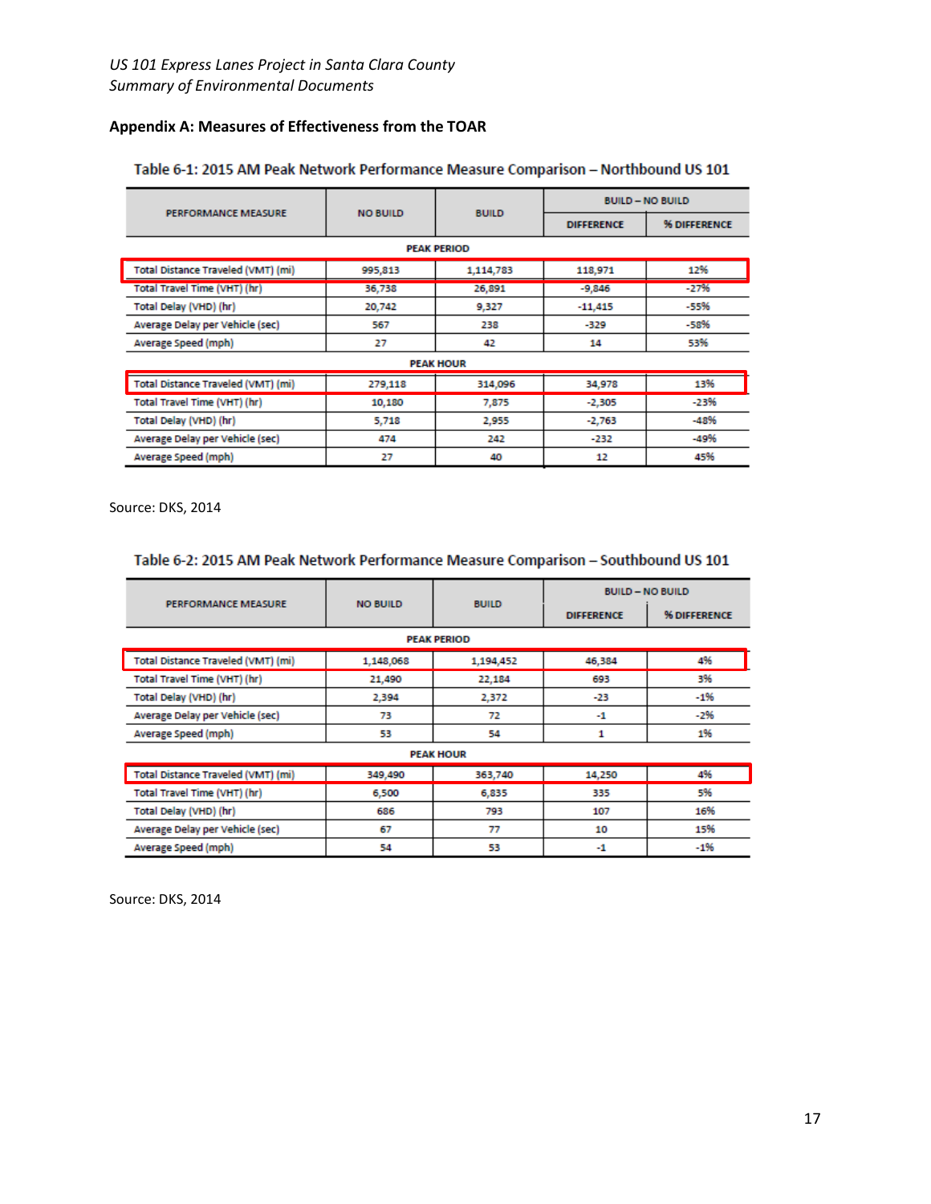### Appendix A: Measures of Effectiveness from the TOAR

Table 6-1: 2015 AM Peak Network Performance Measure Comparison – Northbound US 101

| PERFORMANCE MEASURE | NO BUILD | BUILD | BUILD – NO BUILD | |
|---|---|---|---|---|
| | | | DIFFERENCE | % DIFFERENCE |
| **PEAK PERIOD** | | | | |
| Total Distance Traveled (VMT) (mi) | 995,813 | 1,114,783 | 118,971 | 12% |
| Total Travel Time (VHT) (hr) | 36,738 | 26,891 | -9,846 | -27% |
| Total Delay (VHD) (hr) | 20,742 | 9,327 | -11,415 | -55% |
| Average Delay per Vehicle (sec) | 567 | 238 | -329 | -58% |
| Average Speed (mph) | 27 | 42 | 14 | 53% |
| **PEAK HOUR** | | | | |
| Total Distance Traveled (VMT) (mi) | 279,118 | 314,096 | 34,978 | 13% |
| Total Travel Time (VHT) (hr) | 10,180 | 7,875 | -2,305 | -23% |
| Total Delay (VHD) (hr) | 5,718 | 2,955 | -2,763 | -48% |
| Average Delay per Vehicle (sec) | 474 | 242 | -232 | -49% |
| Average Speed (mph) | 27 | 40 | 12 | 45% |

Source: DKS, 2014

Table 6-2: 2015 AM Peak Network Performance Measure Comparison – Southbound US 101

| PERFORMANCE MEASURE | NO BUILD | BUILD | BUILD – NO BUILD | |
|---|---|---|---|---|
| | | | DIFFERENCE | % DIFFERENCE |
| **PEAK PERIOD** | | | | |
| Total Distance Traveled (VMT) (mi) | 1,148,068 | 1,194,452 | 46,384 | 4% |
| Total Travel Time (VHT) (hr) | 21,490 | 22,184 | 693 | 3% |
| Total Delay (VHD) (hr) | 2,394 | 2,372 | -23 | -1% |
| Average Delay per Vehicle (sec) | 73 | 72 | -1 | -2% |
| Average Speed (mph) | 53 | 54 | 1 | 1% |
| **PEAK HOUR** | | | | |
| Total Distance Traveled (VMT) (mi) | 349,490 | 363,740 | 14,250 | 4% |
| Total Travel Time (VHT) (hr) | 6,500 | 6,835 | 335 | 5% |
| Total Delay (VHD) (hr) | 686 | 793 | 107 | 16% |
| Average Delay per Vehicle (sec) | 67 | 77 | 10 | 15% |
| Average Speed (mph) | 54 | 53 | -1 | -1% |

Source: DKS, 2014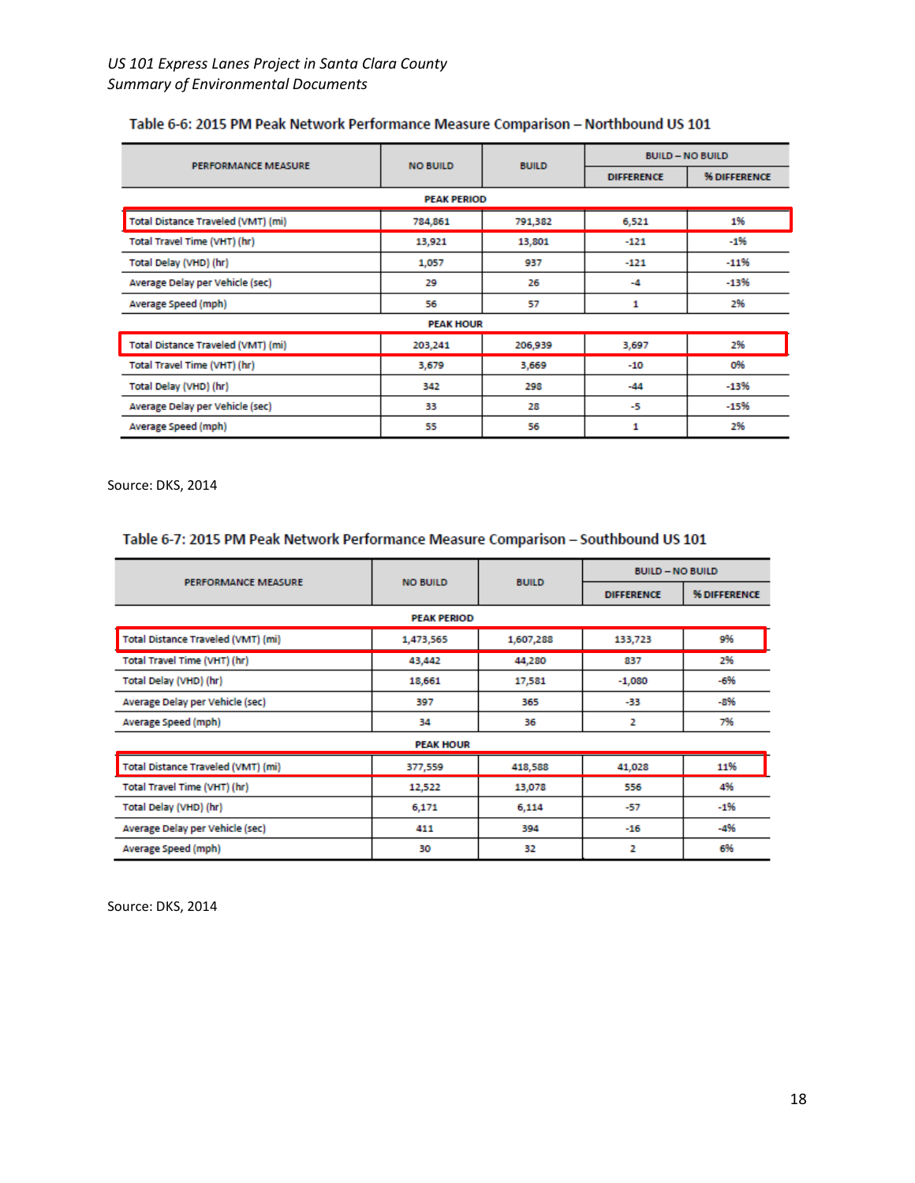**Table 6-6: 2015 PM Peak Network Performance Measure Comparison – Northbound US 101**

| PERFORMANCE MEASURE | NO BUILD | BUILD | BUILD – NO BUILD | |
|---|---|---|---|---|
| | | | DIFFERENCE | % DIFFERENCE |
| **PEAK PERIOD** | | | | |
| Total Distance Traveled (VMT) (mi) | 784,861 | 791,382 | 6,521 | 1% |
| Total Travel Time (VHT) (hr) | 13,921 | 13,801 | -121 | -1% |
| Total Delay (VHD) (hr) | 1,057 | 937 | -121 | -11% |
| Average Delay per Vehicle (sec) | 29 | 26 | -4 | -13% |
| Average Speed (mph) | 56 | 57 | 1 | 2% |
| **PEAK HOUR** | | | | |
| Total Distance Traveled (VMT) (mi) | 203,241 | 206,939 | 3,697 | 2% |
| Total Travel Time (VHT) (hr) | 3,679 | 3,669 | -10 | 0% |
| Total Delay (VHD) (hr) | 342 | 298 | -44 | -13% |
| Average Delay per Vehicle (sec) | 33 | 28 | -5 | -15% |
| Average Speed (mph) | 55 | 56 | 1 | 2% |

Source: DKS, 2014

**Table 6-7: 2015 PM Peak Network Performance Measure Comparison – Southbound US 101**

| PERFORMANCE MEASURE | NO BUILD | BUILD | BUILD – NO BUILD | |
|---|---|---|---|---|
| | | | DIFFERENCE | % DIFFERENCE |
| **PEAK PERIOD** | | | | |
| Total Distance Traveled (VMT) (mi) | 1,473,565 | 1,607,288 | 133,723 | 9% |
| Total Travel Time (VHT) (hr) | 43,442 | 44,280 | 837 | 2% |
| Total Delay (VHD) (hr) | 18,661 | 17,581 | -1,080 | -6% |
| Average Delay per Vehicle (sec) | 397 | 365 | -33 | -8% |
| Average Speed (mph) | 34 | 36 | 2 | 7% |
| **PEAK HOUR** | | | | |
| Total Distance Traveled (VMT) (mi) | 377,559 | 418,588 | 41,028 | 11% |
| Total Travel Time (VHT) (hr) | 12,522 | 13,078 | 556 | 4% |
| Total Delay (VHD) (hr) | 6,171 | 6,114 | -57 | -1% |
| Average Delay per Vehicle (sec) | 411 | 394 | -16 | -4% |
| Average Speed (mph) | 30 | 32 | 2 | 6% |

Source: DKS, 2014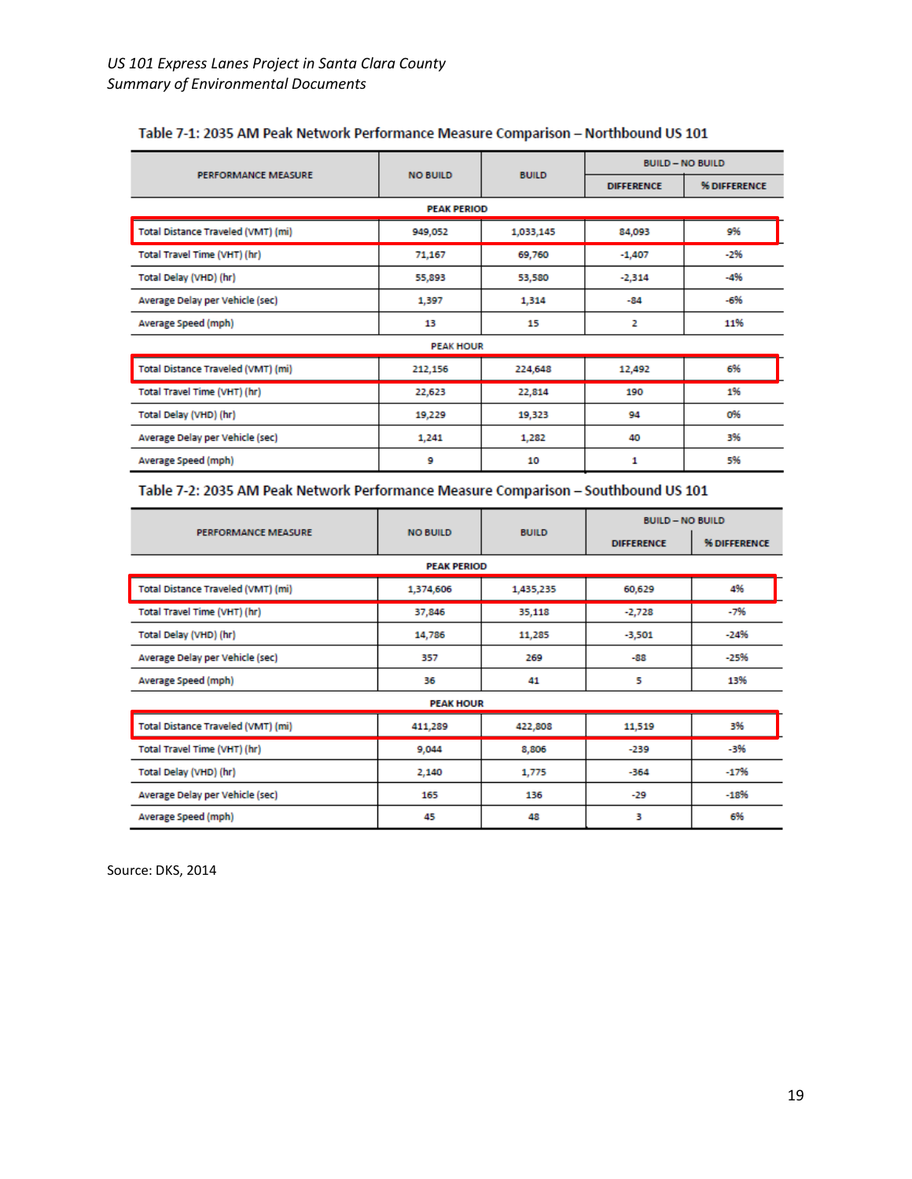Table 7-1: 2035 AM Peak Network Performance Measure Comparison – Northbound US 101

| PERFORMANCE MEASURE | NO BUILD | BUILD | BUILD – NO BUILD | |
|---|---|---|---|---|
| | | | DIFFERENCE | % DIFFERENCE |
| **PEAK PERIOD** | | | | |
| Total Distance Traveled (VMT) (mi) | 949,052 | 1,033,145 | 84,093 | 9% |
| Total Travel Time (VHT) (hr) | 71,167 | 69,760 | -1,407 | -2% |
| Total Delay (VHD) (hr) | 55,893 | 53,580 | -2,314 | -4% |
| Average Delay per Vehicle (sec) | 1,397 | 1,314 | -84 | -6% |
| Average Speed (mph) | 13 | 15 | 2 | 11% |
| **PEAK HOUR** | | | | |
| Total Distance Traveled (VMT) (mi) | 212,156 | 224,648 | 12,492 | 6% |
| Total Travel Time (VHT) (hr) | 22,623 | 22,814 | 190 | 1% |
| Total Delay (VHD) (hr) | 19,229 | 19,323 | 94 | 0% |
| Average Delay per Vehicle (sec) | 1,241 | 1,282 | 40 | 3% |
| Average Speed (mph) | 9 | 10 | 1 | 5% |

Table 7-2: 2035 AM Peak Network Performance Measure Comparison – Southbound US 101

| PERFORMANCE MEASURE | NO BUILD | BUILD | BUILD – NO BUILD | |
|---|---|---|---|---|
| | | | DIFFERENCE | % DIFFERENCE |
| **PEAK PERIOD** | | | | |
| Total Distance Traveled (VMT) (mi) | 1,374,606 | 1,435,235 | 60,629 | 4% |
| Total Travel Time (VHT) (hr) | 37,846 | 35,118 | -2,728 | -7% |
| Total Delay (VHD) (hr) | 14,786 | 11,285 | -3,501 | -24% |
| Average Delay per Vehicle (sec) | 357 | 269 | -88 | -25% |
| Average Speed (mph) | 36 | 41 | 5 | 13% |
| **PEAK HOUR** | | | | |
| Total Distance Traveled (VMT) (mi) | 411,289 | 422,808 | 11,519 | 3% |
| Total Travel Time (VHT) (hr) | 9,044 | 8,806 | -239 | -3% |
| Total Delay (VHD) (hr) | 2,140 | 1,775 | -364 | -17% |
| Average Delay per Vehicle (sec) | 165 | 136 | -29 | -18% |
| Average Speed (mph) | 45 | 48 | 3 | 6% |

Source: DKS, 2014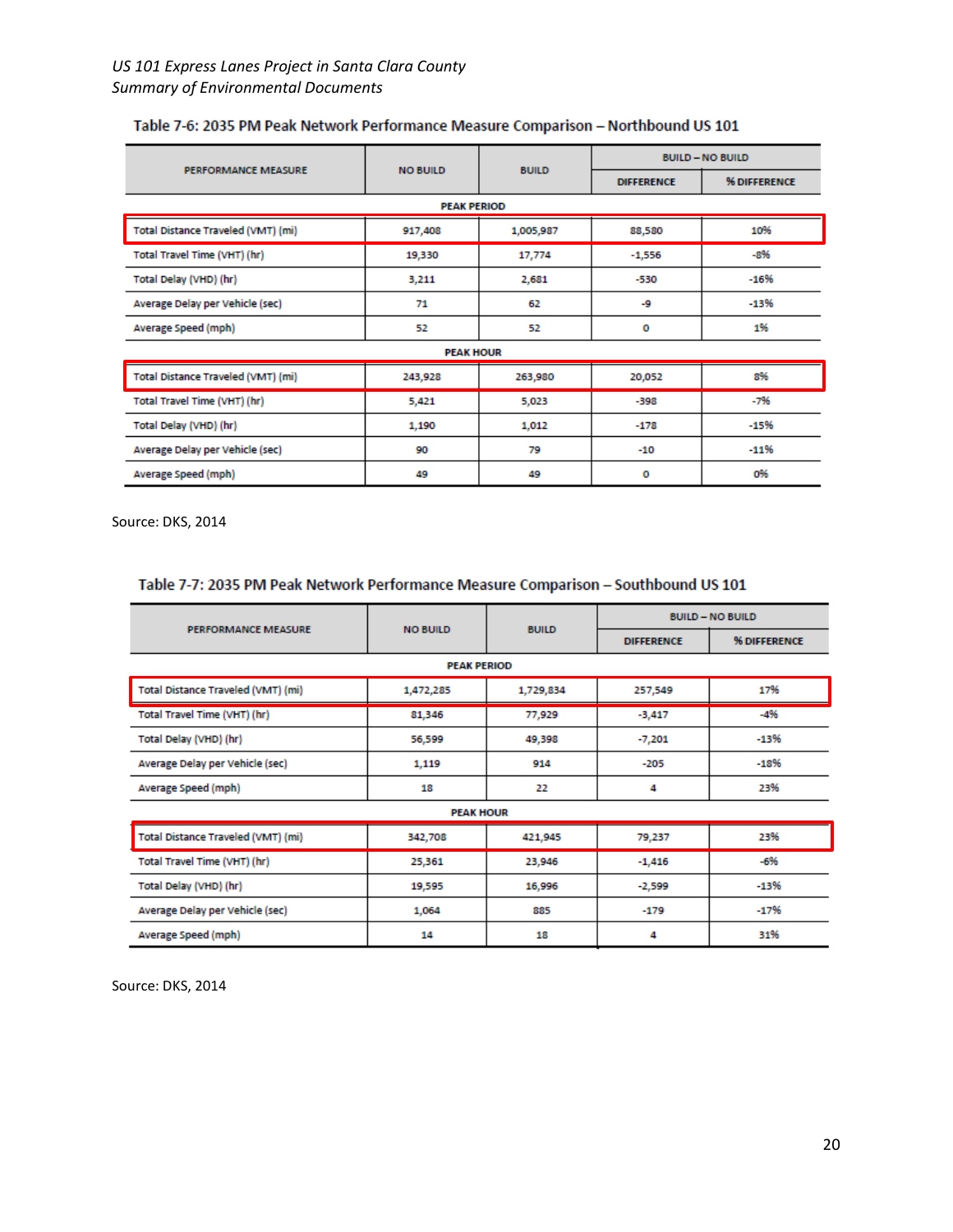Table 7-6: 2035 PM Peak Network Performance Measure Comparison – Northbound US 101

| PERFORMANCE MEASURE | NO BUILD | BUILD | BUILD – NO BUILD | |
|---|---|---|---|---|
| | | | DIFFERENCE | % DIFFERENCE |
| **PEAK PERIOD** | | | | |
| Total Distance Traveled (VMT) (mi) | 917,408 | 1,005,987 | 88,580 | 10% |
| Total Travel Time (VHT) (hr) | 19,330 | 17,774 | -1,556 | -8% |
| Total Delay (VHD) (hr) | 3,211 | 2,681 | -530 | -16% |
| Average Delay per Vehicle (sec) | 71 | 62 | -9 | -13% |
| Average Speed (mph) | 52 | 52 | 0 | 1% |
| **PEAK HOUR** | | | | |
| Total Distance Traveled (VMT) (mi) | 243,928 | 263,980 | 20,052 | 8% |
| Total Travel Time (VHT) (hr) | 5,421 | 5,023 | -398 | -7% |
| Total Delay (VHD) (hr) | 1,190 | 1,012 | -178 | -15% |
| Average Delay per Vehicle (sec) | 90 | 79 | -10 | -11% |
| Average Speed (mph) | 49 | 49 | 0 | 0% |

Source: DKS, 2014

Table 7-7: 2035 PM Peak Network Performance Measure Comparison – Southbound US 101

| PERFORMANCE MEASURE | NO BUILD | BUILD | BUILD – NO BUILD | |
|---|---|---|---|---|
| | | | DIFFERENCE | % DIFFERENCE |
| **PEAK PERIOD** | | | | |
| Total Distance Traveled (VMT) (mi) | 1,472,285 | 1,729,834 | 257,549 | 17% |
| Total Travel Time (VHT) (hr) | 81,346 | 77,929 | -3,417 | -4% |
| Total Delay (VHD) (hr) | 56,599 | 49,398 | -7,201 | -13% |
| Average Delay per Vehicle (sec) | 1,119 | 914 | -205 | -18% |
| Average Speed (mph) | 18 | 22 | 4 | 23% |
| **PEAK HOUR** | | | | |
| Total Distance Traveled (VMT) (mi) | 342,708 | 421,945 | 79,237 | 23% |
| Total Travel Time (VHT) (hr) | 25,361 | 23,946 | -1,416 | -6% |
| Total Delay (VHD) (hr) | 19,595 | 16,996 | -2,599 | -13% |
| Average Delay per Vehicle (sec) | 1,064 | 885 | -179 | -17% |
| Average Speed (mph) | 14 | 18 | 4 | 31% |

Source: DKS, 2014